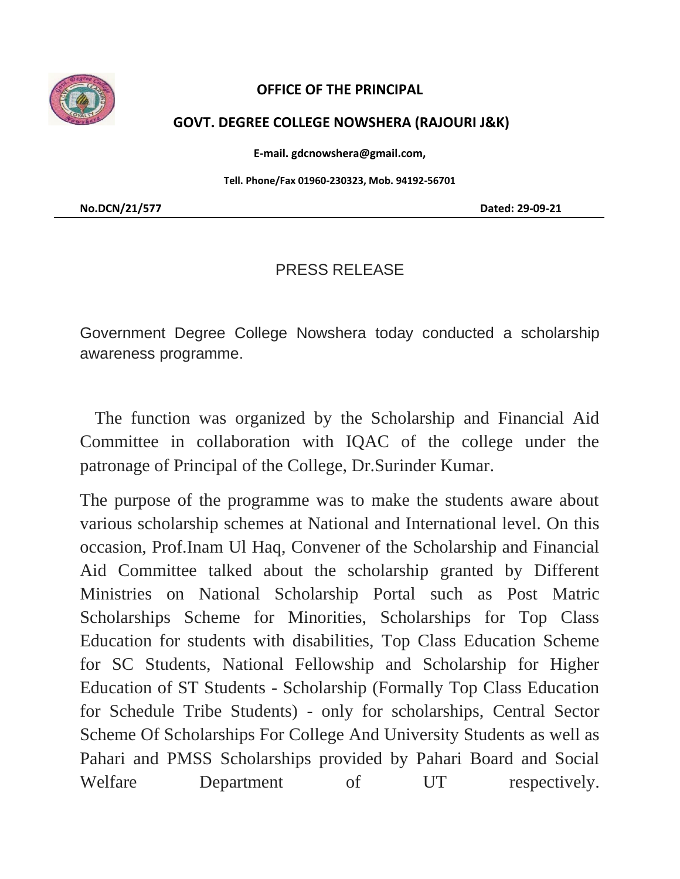**OFFICE OF THE PRINCIPAL**

**GOVT. DEGREE COLLEGE NOWSHERA (RAJOURI J&K)**

**E-mail. gdcnowshera@gmail.com,**

**Tell. Phone/Fax 01960-230323, Mob. 94192-56701**

**No.DCN/21/577** **Dated: 29-09-21**

# PRESS RELEASE

Government Degree College Nowshera today conducted a scholarship awareness programme.

The function was organized by the Scholarship and Financial Aid Committee in collaboration with IQAC of the college under the patronage of Principal of the College, Dr.Surinder Kumar.

The purpose of the programme was to make the students aware about various scholarship schemes at National and International level. On this occasion, Prof.Inam Ul Haq, Convener of the Scholarship and Financial Aid Committee talked about the scholarship granted by Different Ministries on National Scholarship Portal such as Post Matric Scholarships Scheme for Minorities, Scholarships for Top Class Education for students with disabilities, Top Class Education Scheme for SC Students, National Fellowship and Scholarship for Higher Education of ST Students - Scholarship (Formally Top Class Education for Schedule Tribe Students) - only for scholarships, Central Sector Scheme Of Scholarships For College And University Students as well as Pahari and PMSS Scholarships provided by Pahari Board and Social Welfare Department of UT respectively.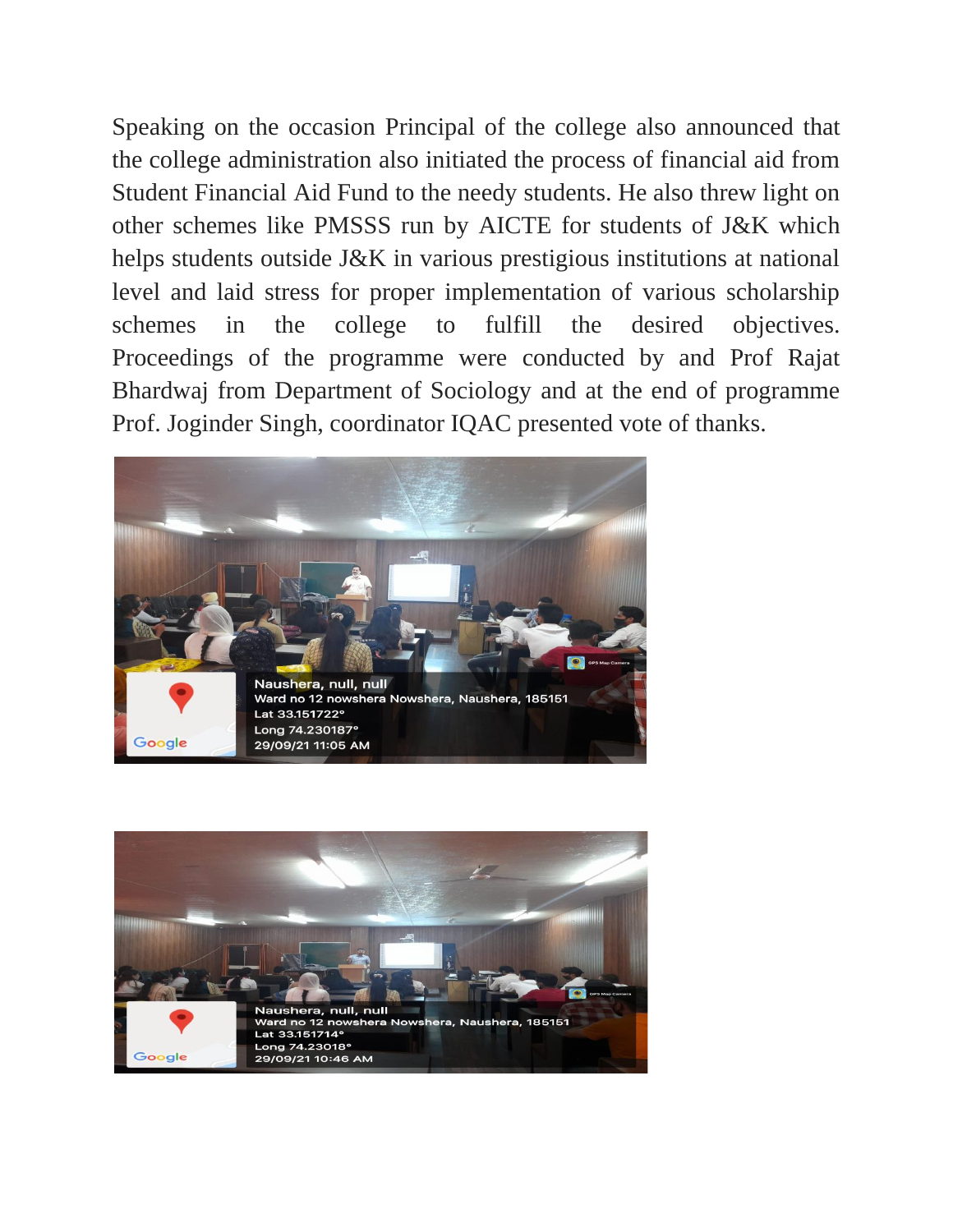Speaking on the occasion Principal of the college also announced that the college administration also initiated the process of financial aid from Student Financial Aid Fund to the needy students. He also threw light on other schemes like PMSSS run by AICTE for students of J&K which helps students outside J&K in various prestigious institutions at national level and laid stress for proper implementation of various scholarship schemes in the college to fulfill the desired objectives. Proceedings of the programme were conducted by and Prof Rajat Bhardwaj from Department of Sociology and at the end of programme Prof. Joginder Singh, coordinator IQAC presented vote of thanks.